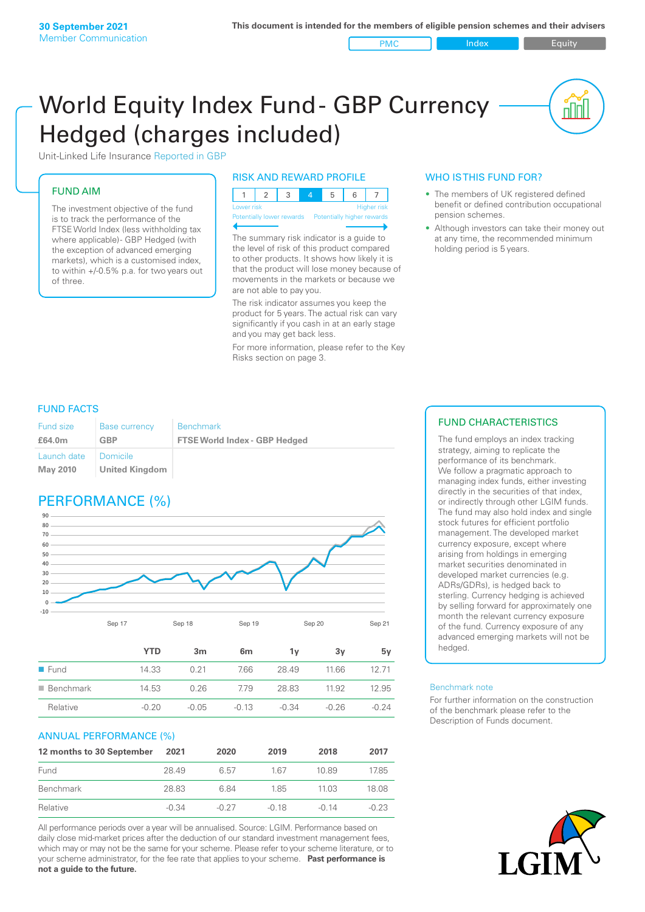30 September 2021
Member Communication

This document is intended for the members of eligible pension schemes and their advisers

PMC | Index | Equity

# World Equity Index Fund - GBP Currency Hedged (charges included)

Unit-Linked Life Insurance Reported in GBP

## FUND AIM

The investment objective of the fund is to track the performance of the FTSE World Index (less withholding tax where applicable)- GBP Hedged (with the exception of advanced emerging markets), which is a customised index, to within +/-0.5% p.a. for two years out of three.

## RISK AND REWARD PROFILE

| 1 | 2 | 3 | 4 | 5 | 6 | 7 |
|---|---|---|---|---|---|---|

Lower risk — Potentially lower rewards | Higher risk — Potentially higher rewards

The summary risk indicator is a guide to the level of risk of this product compared to other products. It shows how likely it is that the product will lose money because of movements in the markets or because we are not able to pay you.

The risk indicator assumes you keep the product for 5 years. The actual risk can vary significantly if you cash in at an early stage and you may get back less.

For more information, please refer to the Key Risks section on page 3.

## WHO IS THIS FUND FOR?

- The members of UK registered defined benefit or defined contribution occupational pension schemes.
- Although investors can take their money out at any time, the recommended minimum holding period is 5 years.

## FUND FACTS

| Fund size | Base currency | Benchmark |
|---|---|---|
| £64.0m | GBP | FTSE World Index - GBP Hedged |
| Launch date | Domicile | |
| May 2010 | United Kingdom | |

## PERFORMANCE (%)

| | YTD | 3m | 6m | 1y | 3y | 5y |
|---|---|---|---|---|---|---|
| Fund | 14.33 | 0.21 | 7.66 | 28.49 | 11.66 | 12.71 |
| Benchmark | 14.53 | 0.26 | 7.79 | 28.83 | 11.92 | 12.95 |
| Relative | -0.20 | -0.05 | -0.13 | -0.34 | -0.26 | -0.24 |

## ANNUAL PERFORMANCE (%)

| 12 months to 30 September | 2021 | 2020 | 2019 | 2018 | 2017 |
|---|---|---|---|---|---|
| Fund | 28.49 | 6.57 | 1.67 | 10.89 | 17.85 |
| Benchmark | 28.83 | 6.84 | 1.85 | 11.03 | 18.08 |
| Relative | -0.34 | -0.27 | -0.18 | -0.14 | -0.23 |

All performance periods over a year will be annualised. Source: LGIM. Performance based on daily close mid-market prices after the deduction of our standard investment management fees, which may or may not be the same for your scheme. Please refer to your scheme literature, or to your scheme administrator, for the fee rate that applies to your scheme. **Past performance is not a guide to the future.**

## FUND CHARACTERISTICS

The fund employs an index tracking strategy, aiming to replicate the performance of its benchmark. We follow a pragmatic approach to managing index funds, either investing directly in the securities of that index, or indirectly through other LGIM funds. The fund may also hold index and single stock futures for efficient portfolio management. The developed market currency exposure, except where arising from holdings in emerging market securities denominated in developed market currencies (e.g. ADRs/GDRs), is hedged back to sterling. Currency hedging is achieved by selling forward for approximately one month the relevant currency exposure of the fund. Currency exposure of any advanced emerging markets will not be hedged.

Benchmark note

For further information on the construction of the benchmark please refer to the Description of Funds document.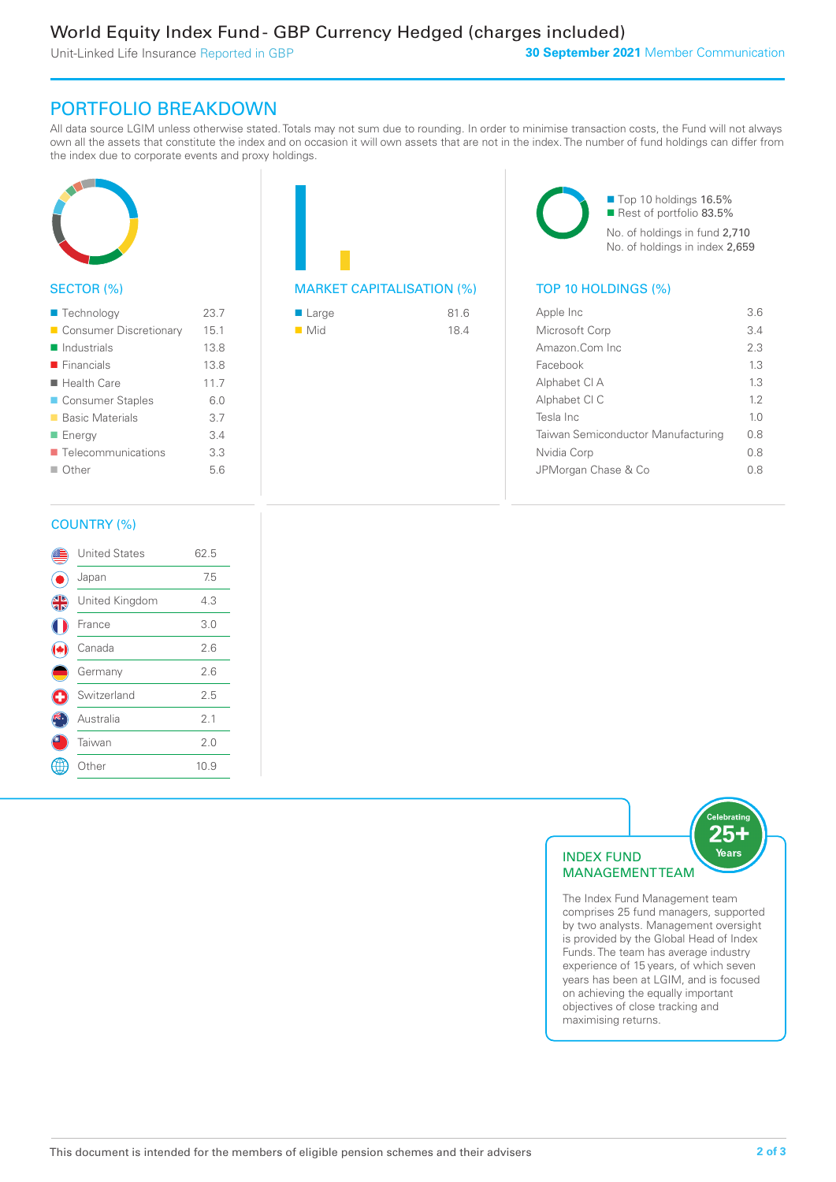## PORTFOLIO BREAKDOWN

All data source LGIM unless otherwise stated. Totals may not sum due to rounding. In order to minimise transaction costs, the Fund will not always own all the assets that constitute the index and on occasion it will own assets that are not in the index. The number of fund holdings can differ from the index due to corporate events and proxy holdings.

### SECTOR (%)

| Sector | % |
|---|---|
| Technology | 23.7 |
| Consumer Discretionary | 15.1 |
| Industrials | 13.8 |
| Financials | 13.8 |
| Health Care | 11.7 |
| Consumer Staples | 6.0 |
| Basic Materials | 3.7 |
| Energy | 3.4 |
| Telecommunications | 3.3 |
| Other | 5.6 |

### MARKET CAPITALISATION (%)

| Market cap | % |
|---|---|
| Large | 81.6 |
| Mid | 18.4 |

- Top 10 holdings 16.5%
- Rest of portfolio 83.5%

No. of holdings in fund 2,710
No. of holdings in index 2,659

### TOP 10 HOLDINGS (%)

| Holding | % |
|---|---|
| Apple Inc | 3.6 |
| Microsoft Corp | 3.4 |
| Amazon.Com Inc | 2.3 |
| Facebook | 1.3 |
| Alphabet Cl A | 1.3 |
| Alphabet Cl C | 1.2 |
| Tesla Inc | 1.0 |
| Taiwan Semiconductor Manufacturing | 0.8 |
| Nvidia Corp | 0.8 |
| JPMorgan Chase & Co | 0.8 |

### COUNTRY (%)

| Country | % |
|---|---|
| United States | 62.5 |
| Japan | 7.5 |
| United Kingdom | 4.3 |
| France | 3.0 |
| Canada | 2.6 |
| Germany | 2.6 |
| Switzerland | 2.5 |
| Australia | 2.1 |
| Taiwan | 2.0 |
| Other | 10.9 |

### INDEX FUND MANAGEMENT TEAM

Celebrating 25+ Years

The Index Fund Management team comprises 25 fund managers, supported by two analysts. Management oversight is provided by the Global Head of Index Funds. The team has average industry experience of 15 years, of which seven years has been at LGIM, and is focused on achieving the equally important objectives of close tracking and maximising returns.

This document is intended for the members of eligible pension schemes and their advisers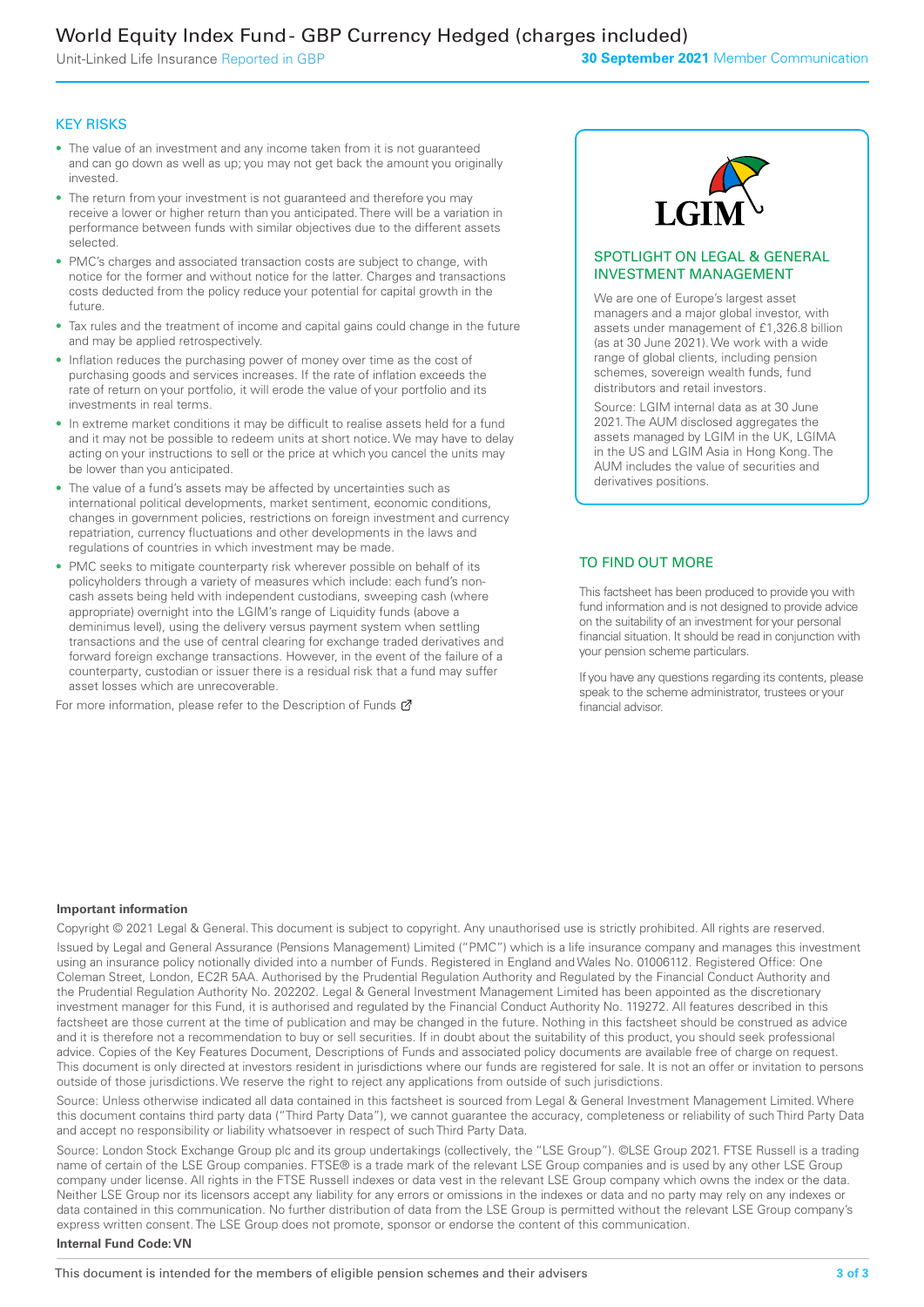# World Equity Index Fund - GBP Currency Hedged (charges included)

Unit-Linked Life Insurance Reported in GBP

**30 September 2021** Member Communication

## KEY RISKS

- The value of an investment and any income taken from it is not guaranteed and can go down as well as up; you may not get back the amount you originally invested.
- The return from your investment is not guaranteed and therefore you may receive a lower or higher return than you anticipated. There will be a variation in performance between funds with similar objectives due to the different assets selected.
- PMC's charges and associated transaction costs are subject to change, with notice for the former and without notice for the latter. Charges and transactions costs deducted from the policy reduce your potential for capital growth in the future.
- Tax rules and the treatment of income and capital gains could change in the future and may be applied retrospectively.
- Inflation reduces the purchasing power of money over time as the cost of purchasing goods and services increases. If the rate of inflation exceeds the rate of return on your portfolio, it will erode the value of your portfolio and its investments in real terms.
- In extreme market conditions it may be difficult to realise assets held for a fund and it may not be possible to redeem units at short notice. We may have to delay acting on your instructions to sell or the price at which you cancel the units may be lower than you anticipated.
- The value of a fund's assets may be affected by uncertainties such as international political developments, market sentiment, economic conditions, changes in government policies, restrictions on foreign investment and currency repatriation, currency fluctuations and other developments in the laws and regulations of countries in which investment may be made.
- PMC seeks to mitigate counterparty risk wherever possible on behalf of its policyholders through a variety of measures which include: each fund's non-cash assets being held with independent custodians, sweeping cash (where appropriate) overnight into the LGIM's range of Liquidity funds (above a deminimus level), using the delivery versus payment system when settling transactions and the use of central clearing for exchange traded derivatives and forward foreign exchange transactions. However, in the event of the failure of a counterparty, custodian or issuer there is a residual risk that a fund may suffer asset losses which are unrecoverable.

For more information, please refer to the Description of Funds

LGIM

## SPOTLIGHT ON LEGAL & GENERAL INVESTMENT MANAGEMENT

We are one of Europe's largest asset managers and a major global investor, with assets under management of £1,326.8 billion (as at 30 June 2021). We work with a wide range of global clients, including pension schemes, sovereign wealth funds, fund distributors and retail investors.

Source: LGIM internal data as at 30 June 2021. The AUM disclosed aggregates the assets managed by LGIM in the UK, LGIMA in the US and LGIM Asia in Hong Kong. The AUM includes the value of securities and derivatives positions.

## TO FIND OUT MORE

This factsheet has been produced to provide you with fund information and is not designed to provide advice on the suitability of an investment for your personal financial situation. It should be read in conjunction with your pension scheme particulars.

If you have any questions regarding its contents, please speak to the scheme administrator, trustees or your financial advisor.

**Important information**

Copyright © 2021 Legal & General. This document is subject to copyright. Any unauthorised use is strictly prohibited. All rights are reserved.

Issued by Legal and General Assurance (Pensions Management) Limited ("PMC") which is a life insurance company and manages this investment using an insurance policy notionally divided into a number of Funds. Registered in England and Wales No. 01006112. Registered Office: One Coleman Street, London, EC2R 5AA. Authorised by the Prudential Regulation Authority and Regulated by the Financial Conduct Authority and the Prudential Regulation Authority No. 202202. Legal & General Investment Management Limited has been appointed as the discretionary investment manager for this Fund, it is authorised and regulated by the Financial Conduct Authority No. 119272. All features described in this factsheet are those current at the time of publication and may be changed in the future. Nothing in this factsheet should be construed as advice and it is therefore not a recommendation to buy or sell securities. If in doubt about the suitability of this product, you should seek professional advice. Copies of the Key Features Document, Descriptions of Funds and associated policy documents are available free of charge on request. This document is only directed at investors resident in jurisdictions where our funds are registered for sale. It is not an offer or invitation to persons outside of those jurisdictions. We reserve the right to reject any applications from outside of such jurisdictions.

Source: Unless otherwise indicated all data contained in this factsheet is sourced from Legal & General Investment Management Limited. Where this document contains third party data ("Third Party Data"), we cannot guarantee the accuracy, completeness or reliability of such Third Party Data and accept no responsibility or liability whatsoever in respect of such Third Party Data.

Source: London Stock Exchange Group plc and its group undertakings (collectively, the "LSE Group"). ©LSE Group 2021. FTSE Russell is a trading name of certain of the LSE Group companies. FTSE® is a trade mark of the relevant LSE Group companies and is used by any other LSE Group company under license. All rights in the FTSE Russell indexes or data vest in the relevant LSE Group company which owns the index or the data. Neither LSE Group nor its licensors accept any liability for any errors or omissions in the indexes or data and no party may rely on any indexes or data contained in this communication. No further distribution of data from the LSE Group is permitted without the relevant LSE Group company's express written consent. The LSE Group does not promote, sponsor or endorse the content of this communication.

**Internal Fund Code: VN**

This document is intended for the members of eligible pension schemes and their advisers